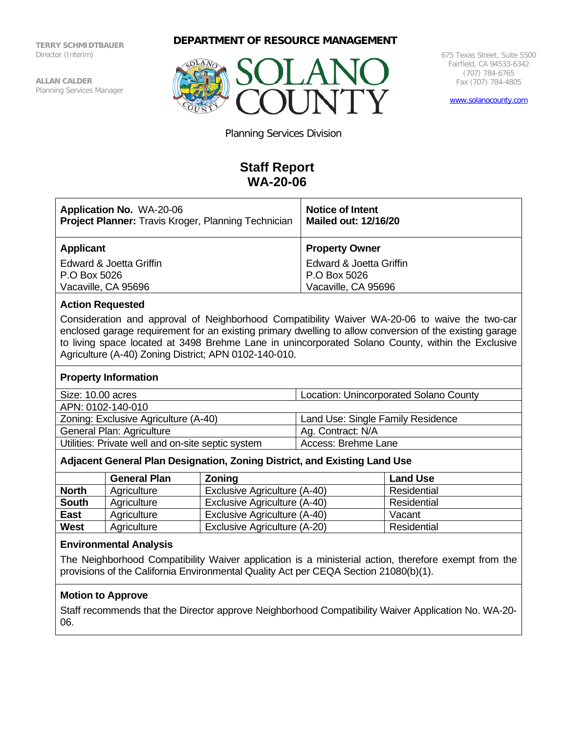TERRY SCHMIDTBAUER
Director (Interim)

ALLAN CALDER
Planning Services Manager

**DEPARTMENT OF RESOURCE MANAGEMENT**

SOLANO COUNTY

675 Texas Street, Suite 5500
Fairfield, CA 94533-6342
(707) 784-6765
Fax (707) 784-4805

www.solanocounty.com

Planning Services Division

# Staff Report
# WA-20-06

| **Application No.** WA-20-06<br>**Project Planner:** Travis Kroger, Planning Technician | **Notice of Intent**<br>**Mailed out: 12/16/20** |
|---|---|
| **Applicant**<br>Edward & Joetta Griffin<br>P.O Box 5026<br>Vacaville, CA 95696 | **Property Owner**<br>Edward & Joetta Griffin<br>P.O Box 5026<br>Vacaville, CA 95696 |

### Action Requested

Consideration and approval of Neighborhood Compatibility Waiver WA-20-06 to waive the two-car enclosed garage requirement for an existing primary dwelling to allow conversion of the existing garage to living space located at 3498 Brehme Lane in unincorporated Solano County, within the Exclusive Agriculture (A-40) Zoning District; APN 0102-140-010.

### Property Information

| | |
|---|---|
| Size: 10.00 acres | Location: Unincorporated Solano County |
| APN: 0102-140-010 | |
| Zoning: Exclusive Agriculture (A-40) | Land Use: Single Family Residence |
| General Plan: Agriculture | Ag. Contract: N/A |
| Utilities: Private well and on-site septic system | Access: Brehme Lane |

### Adjacent General Plan Designation, Zoning District, and Existing Land Use

| | General Plan | Zoning | Land Use |
|---|---|---|---|
| **North** | Agriculture | Exclusive Agriculture (A-40) | Residential |
| **South** | Agriculture | Exclusive Agriculture (A-40) | Residential |
| **East** | Agriculture | Exclusive Agriculture (A-40) | Vacant |
| **West** | Agriculture | Exclusive Agriculture (A-20) | Residential |

### Environmental Analysis

The Neighborhood Compatibility Waiver application is a ministerial action, therefore exempt from the provisions of the California Environmental Quality Act per CEQA Section 21080(b)(1).

### Motion to Approve

Staff recommends that the Director approve Neighborhood Compatibility Waiver Application No. WA-20-06.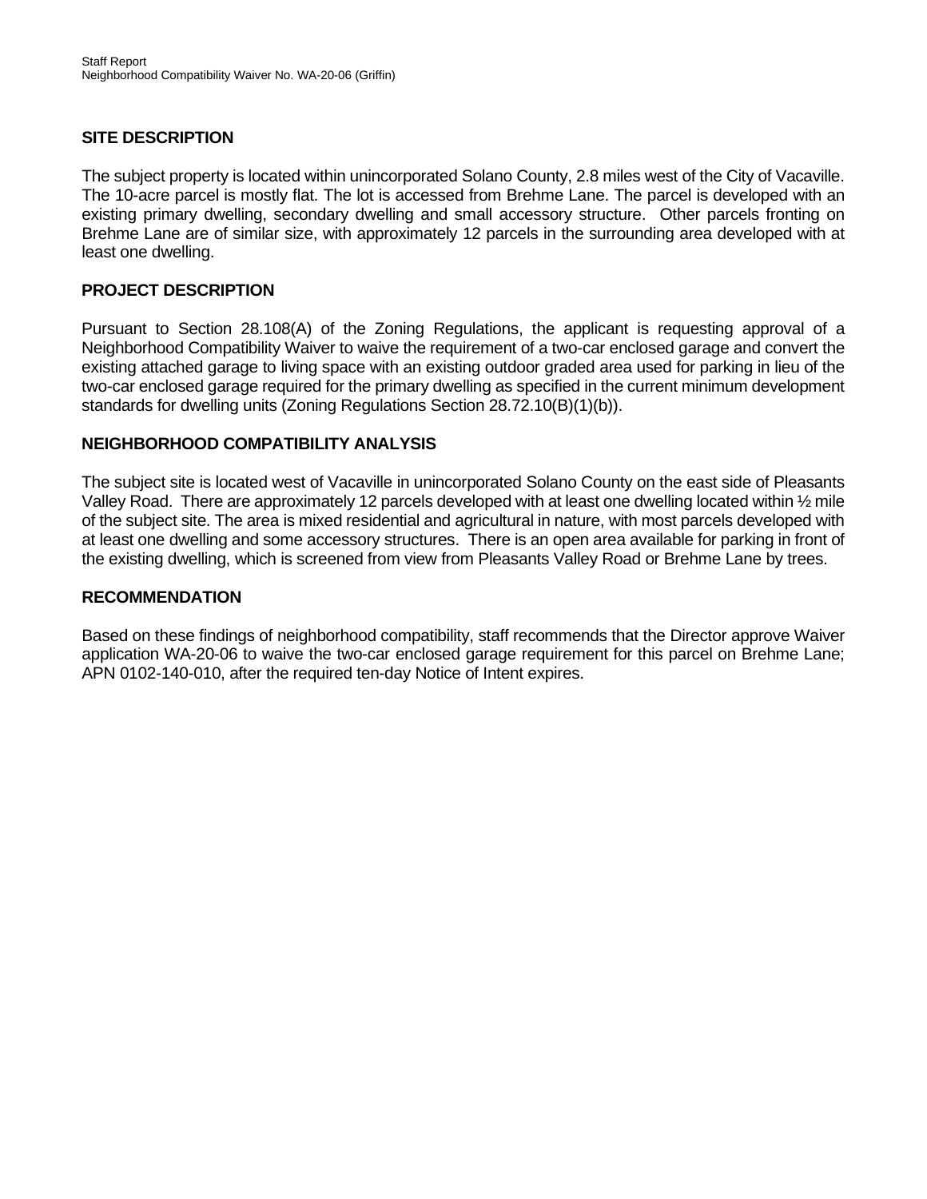## SITE DESCRIPTION

The subject property is located within unincorporated Solano County, 2.8 miles west of the City of Vacaville. The 10-acre parcel is mostly flat. The lot is accessed from Brehme Lane. The parcel is developed with an existing primary dwelling, secondary dwelling and small accessory structure. Other parcels fronting on Brehme Lane are of similar size, with approximately 12 parcels in the surrounding area developed with at least one dwelling.

## PROJECT DESCRIPTION

Pursuant to Section 28.108(A) of the Zoning Regulations, the applicant is requesting approval of a Neighborhood Compatibility Waiver to waive the requirement of a two-car enclosed garage and convert the existing attached garage to living space with an existing outdoor graded area used for parking in lieu of the two-car enclosed garage required for the primary dwelling as specified in the current minimum development standards for dwelling units (Zoning Regulations Section 28.72.10(B)(1)(b)).

## NEIGHBORHOOD COMPATIBILITY ANALYSIS

The subject site is located west of Vacaville in unincorporated Solano County on the east side of Pleasants Valley Road. There are approximately 12 parcels developed with at least one dwelling located within ½ mile of the subject site. The area is mixed residential and agricultural in nature, with most parcels developed with at least one dwelling and some accessory structures. There is an open area available for parking in front of the existing dwelling, which is screened from view from Pleasants Valley Road or Brehme Lane by trees.

## RECOMMENDATION

Based on these findings of neighborhood compatibility, staff recommends that the Director approve Waiver application WA-20-06 to waive the two-car enclosed garage requirement for this parcel on Brehme Lane; APN 0102-140-010, after the required ten-day Notice of Intent expires.